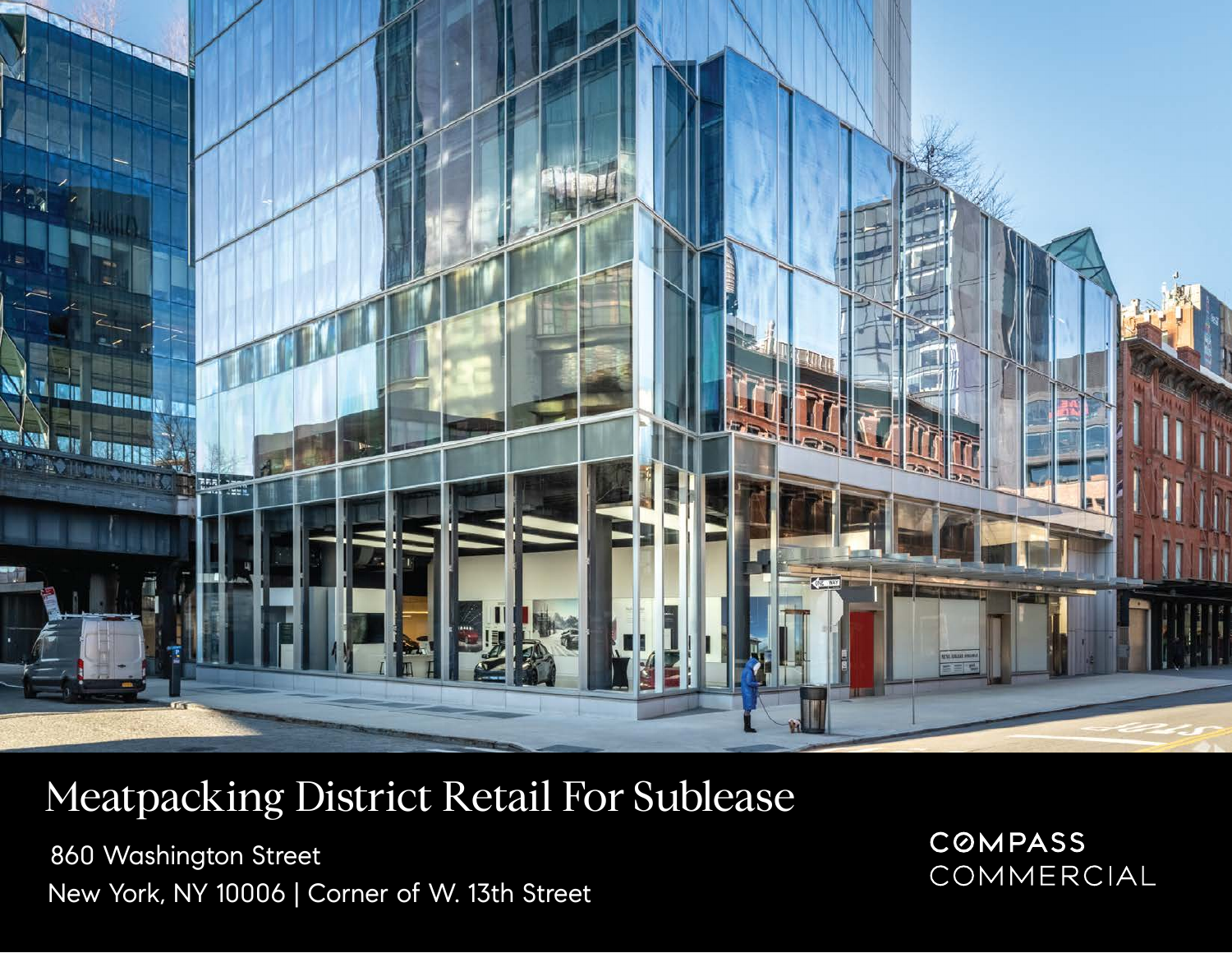# Meatpacking District Retail For Sublease

860 Washington Street
New York, NY 10006 | Corner of W. 13th Street

COMPASS COMMERCIAL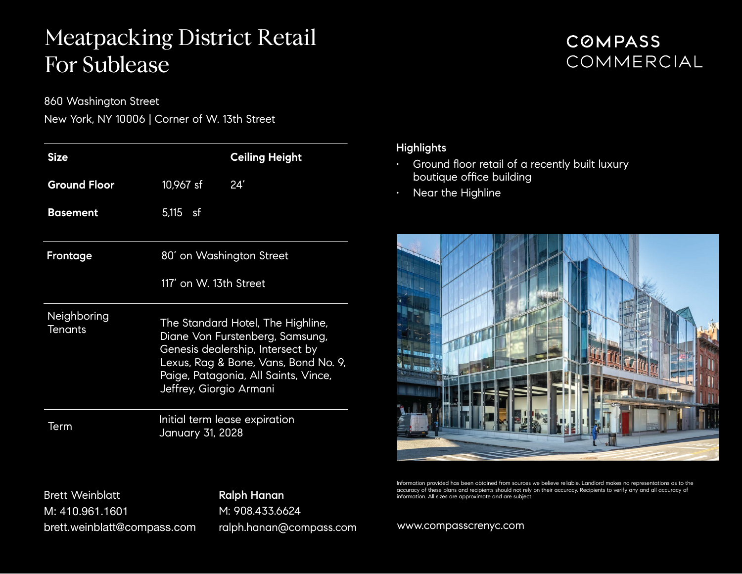# Meatpacking District Retail For Sublease

COMPASS COMMERCIAL

860 Washington Street
New York, NY 10006 | Corner of W. 13th Street

| Size | | Ceiling Height |
|---|---|---|
| Ground Floor | 10,967 sf | 24' |
| Basement | 5,115 sf | |

| | |
|---|---|
| Frontage | 80' on Washington Street<br>117' on W. 13th Street |
| Neighboring Tenants | The Standard Hotel, The Highline, Diane Von Furstenberg, Samsung, Genesis dealership, Intersect by Lexus, Rag & Bone, Vans, Bond No. 9, Paige, Patagonia, All Saints, Vince, Jeffrey, Giorgio Armani |
| Term | Initial term lease expiration January 31, 2028 |

## Highlights

- Ground floor retail of a recently built luxury boutique office building
- Near the Highline

Information provided has been obtained from sources we believe reliable. Landlord makes no representations as to the accuracy of these plans and recipients should not rely on their accuracy. Recipients to verify any and all accuracy of information. All sizes are approximate and are subject

Brett Weinblatt
M: 410.961.1601
brett.weinblatt@compass.com

**Ralph Hanan**
M: 908.433.6624
ralph.hanan@compass.com

www.compasscrenyc.com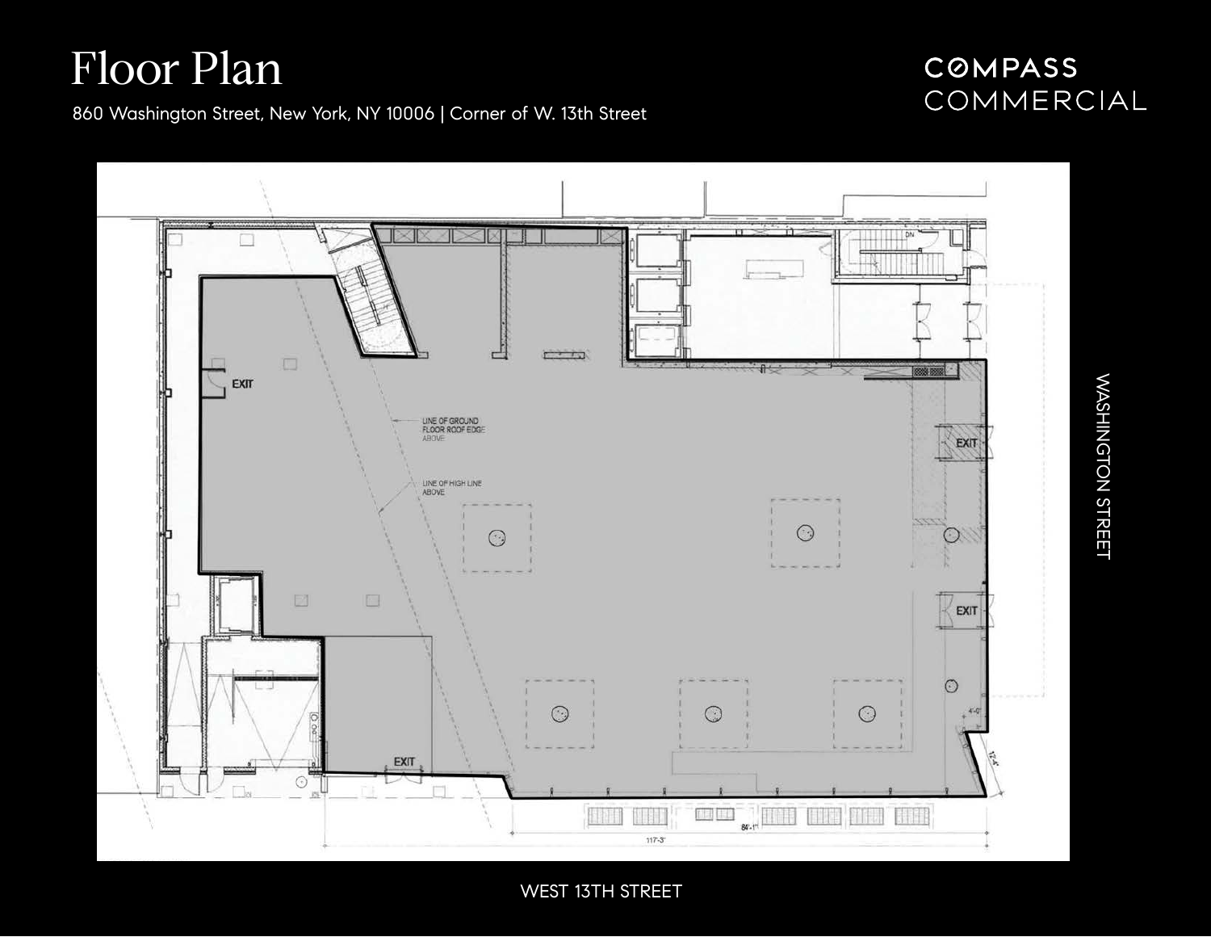# Floor Plan

860 Washington Street, New York, NY 10006 | Corner of W. 13th Street

COMPASS COMMERCIAL

EXIT

LINE OF GROUND FLOOR ROOF EDGE ABOVE

LINE OF HIGH LINE ABOVE

EXIT

EXIT

EXIT

4'-0"

12'-4"

84'-1"

117'-3"

WASHINGTON STREET

WEST 13TH STREET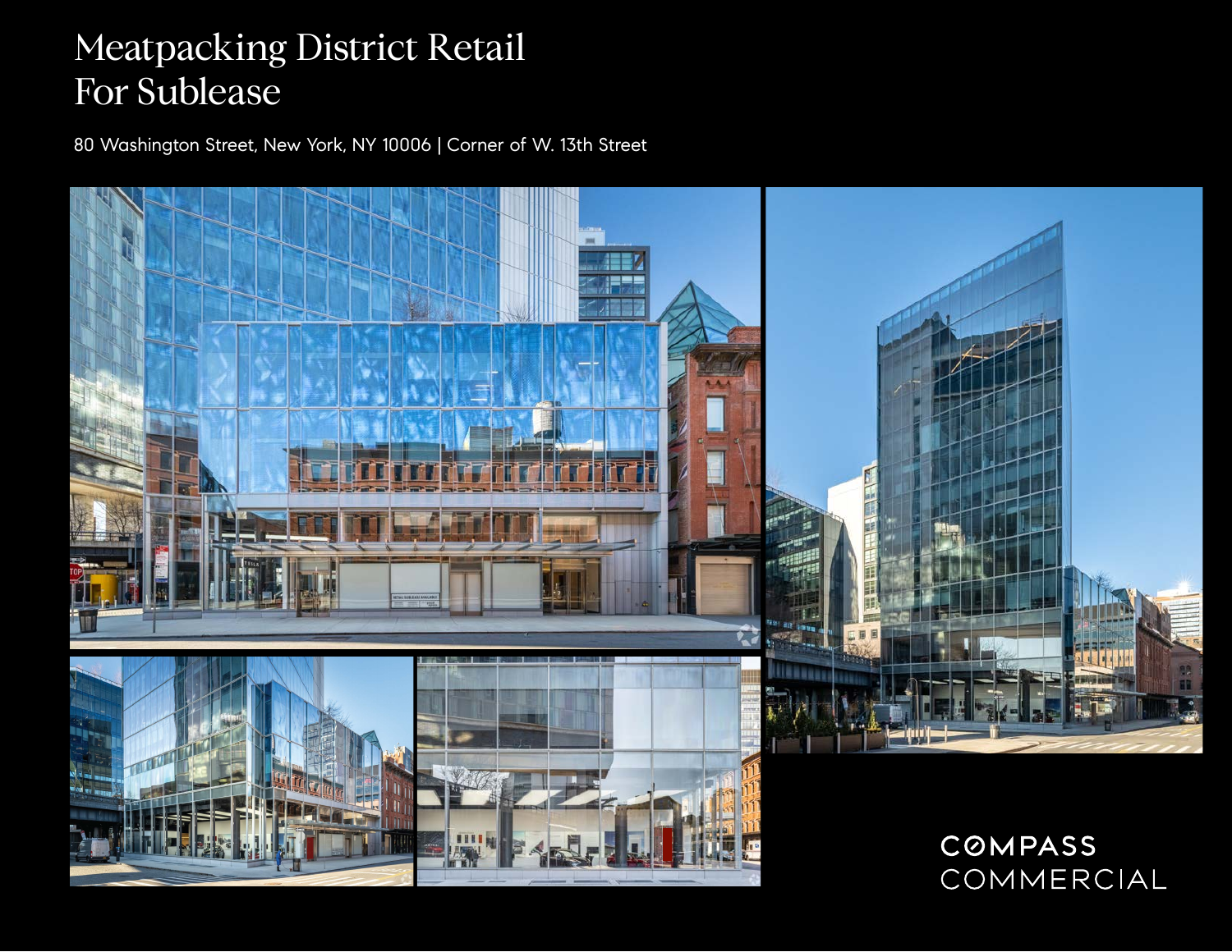# Meatpacking District Retail For Sublease

80 Washington Street, New York, NY 10006 | Corner of W. 13th Street

COMPASS COMMERCIAL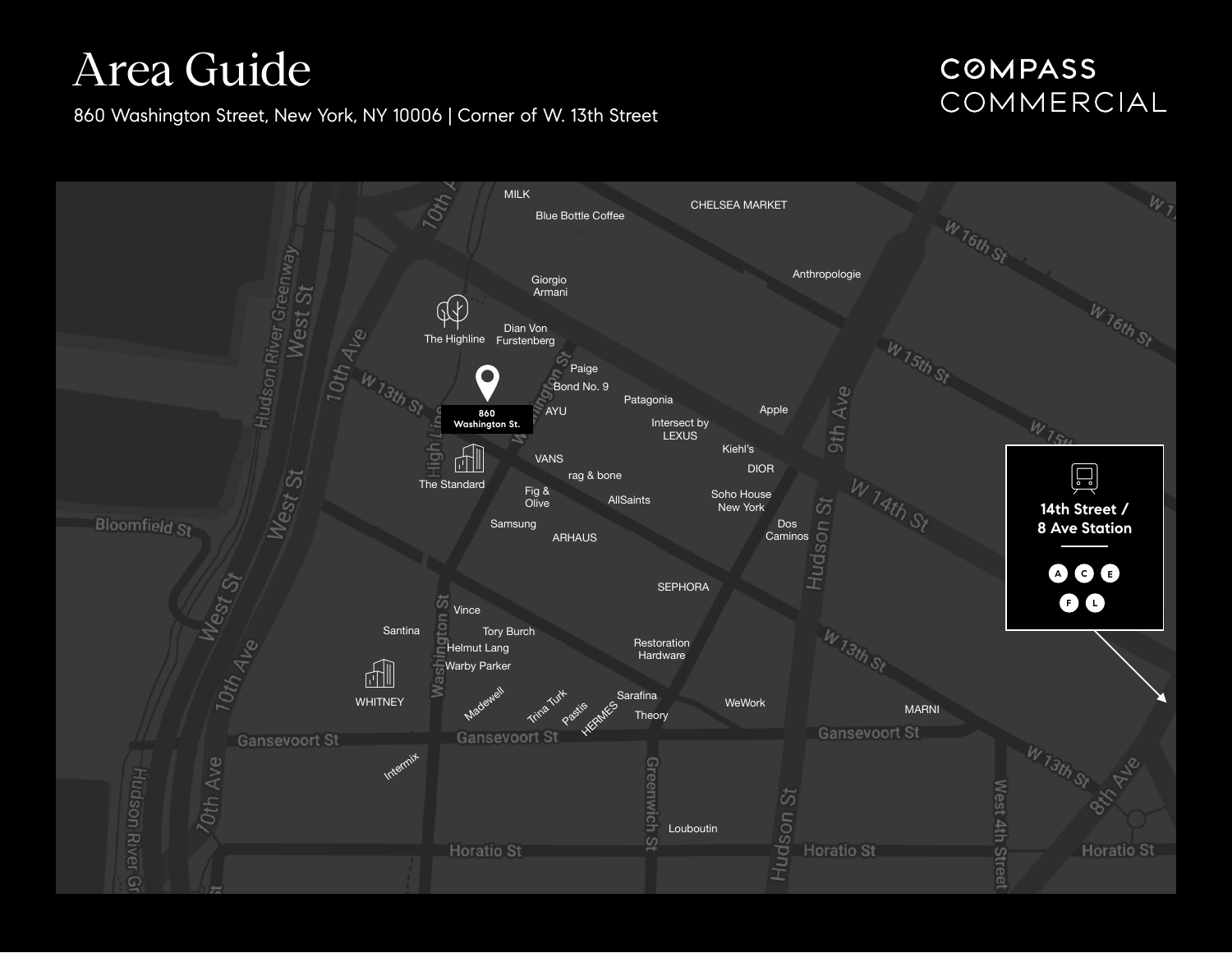# Area Guide

860 Washington Street, New York, NY 10006 | Corner of W. 13th Street

COMPASS COMMERCIAL

860 Washington St.

The Highline

The Standard

WHITNEY

MILK

Blue Bottle Coffee

CHELSEA MARKET

Giorgio Armani

Anthropologie

Dian Von Furstenberg

Paige

Bond No. 9

AYU

Patagonia

Apple

Intersect by LEXUS

Kiehl's

DIOR

VANS

rag & bone

Fig & Olive

AllSaints

Soho House New York

Dos Caminos

Samsung

ARHAUS

SEPHORA

Vince

Santina

Tory Burch

Helmut Lang

Warby Parker

Restoration Hardware

Madewell

Trina Turk

Pastis

HERMES

Sarafina

Theory

WeWork

MARNI

Intermix

Louboutin

10th Ave

W 13th St

Hudson River Greenway

West St

Washington St

High Line

W 16th St

W 15th St

W 14th St

9th Ave

Hudson St

Bloomfield St

W 13th St

Gansevoort St

Greenwich St

Horatio St

West 4th Street

8th Ave

14th Street / 8 Ave Station

A C E

F L